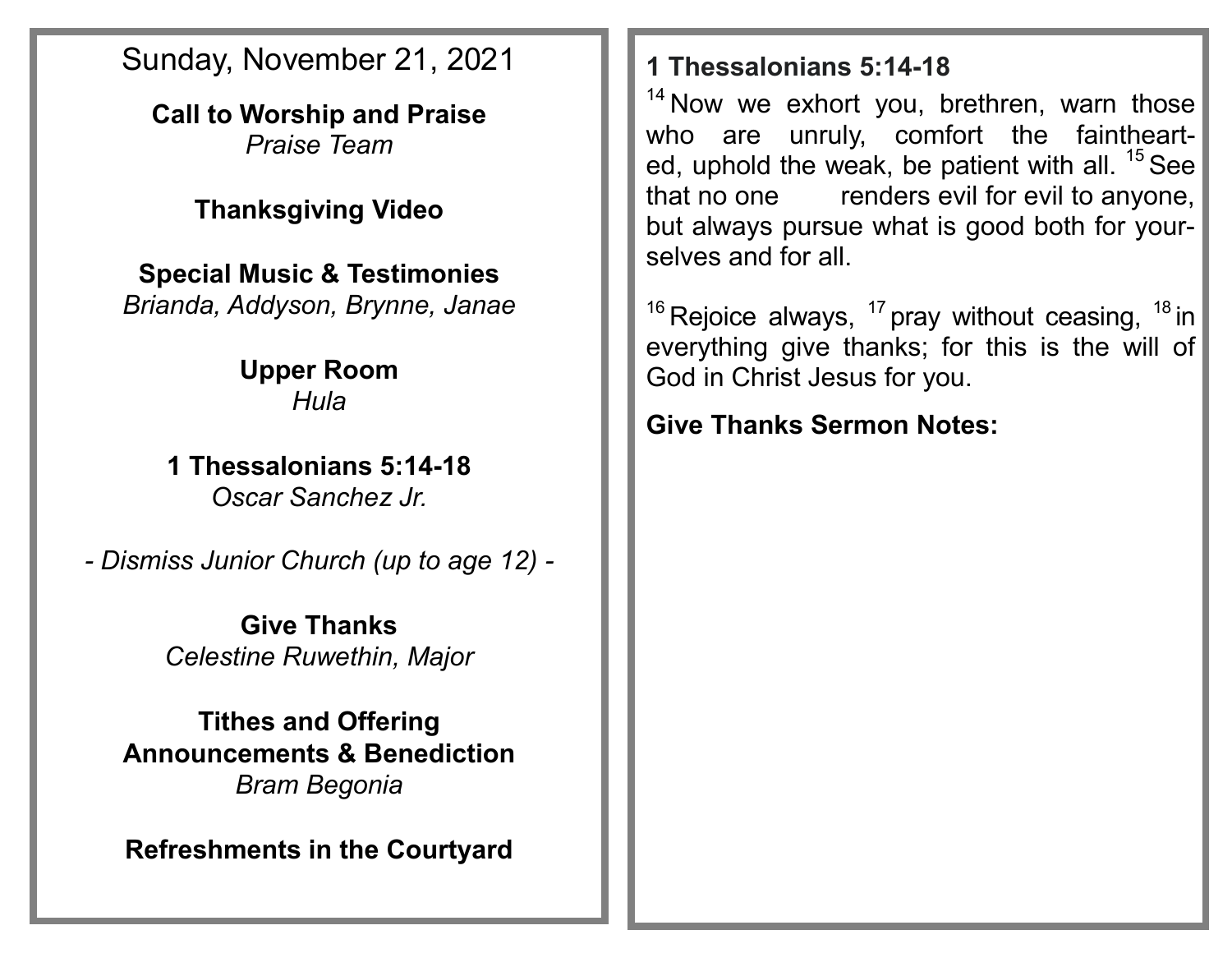Sunday, November 21, 2021

**Call to Worship and Praise**
*Praise Team*

**Thanksgiving Video**

**Special Music & Testimonies**
*Brianda, Addyson, Brynne, Janae*

**Upper Room**
*Hula*

**1 Thessalonians 5:14-18**
*Oscar Sanchez Jr.*

*- Dismiss Junior Church (up to age 12) -*

**Give Thanks**
*Celestine Ruwethin, Major*

**Tithes and Offering**
**Announcements & Benediction**
*Bram Begonia*

**Refreshments in the Courtyard**

**1 Thessalonians 5:14-18**

[14] Now we exhort you, brethren, warn those who are unruly, comfort the fainthearted, uphold the weak, be patient with all. [15] See that no one renders evil for evil to anyone, but always pursue what is good both for yourselves and for all.

[16] Rejoice always, [17] pray without ceasing, [18] in everything give thanks; for this is the will of God in Christ Jesus for you.

**Give Thanks Sermon Notes:**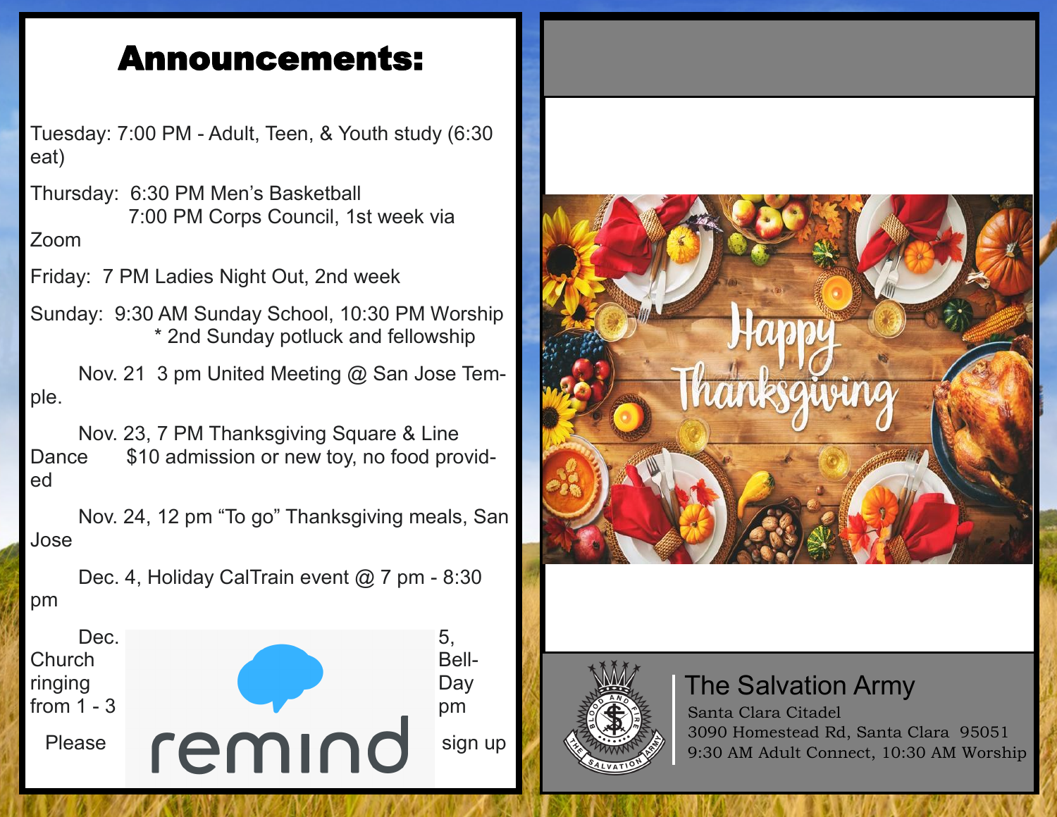# Announcements:

Tuesday: 7:00 PM - Adult, Teen, & Youth study (6:30 eat)

Thursday: 6:30 PM Men's Basketball
7:00 PM Corps Council, 1st week via Zoom

Friday: 7 PM Ladies Night Out, 2nd week

Sunday: 9:30 AM Sunday School, 10:30 PM Worship
* 2nd Sunday potluck and fellowship

Nov. 21 3 pm United Meeting @ San Jose Temple.

Nov. 23, 7 PM Thanksgiving Square & Line Dance $10 admission or new toy, no food provided

Nov. 24, 12 pm "To go" Thanksgiving meals, San Jose

Dec. 4, Holiday CalTrain event @ 7 pm - 8:30 pm

Dec. 5, Church Bell-ringing Day from 1 - 3 pm

Please remind sign up

Happy Thanksgiving

The Salvation Army
Santa Clara Citadel
3090 Homestead Rd, Santa Clara 95051
9:30 AM Adult Connect, 10:30 AM Worship